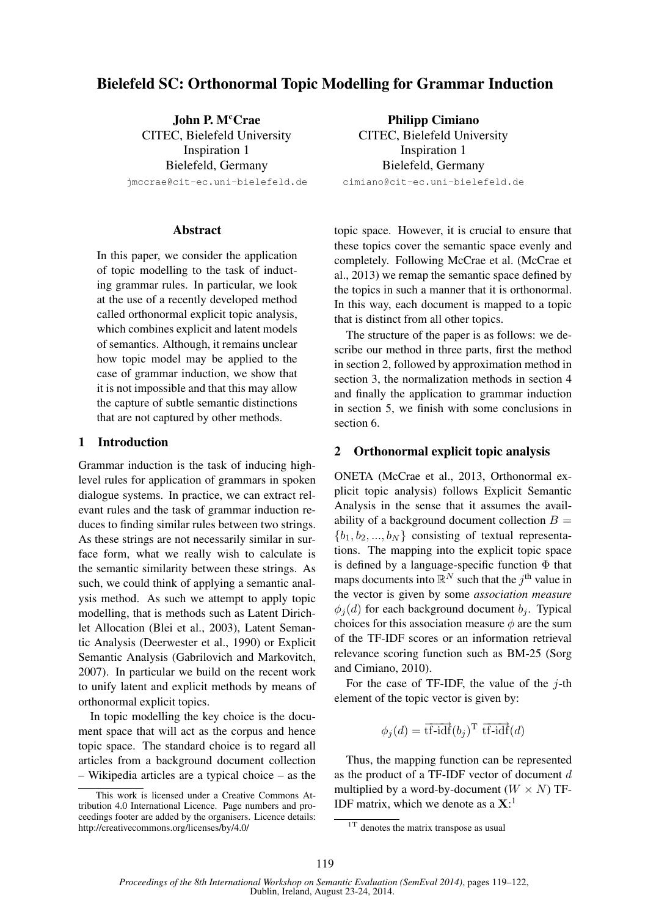# Bielefeld SC: Orthonormal Topic Modelling for Grammar Induction

**John P. McCrae**
CITEC, Bielefeld University
Inspiration 1
Bielefeld, Germany
jmccrae@cit-ec.uni-bielefeld.de

**Philipp Cimiano**
CITEC, Bielefeld University
Inspiration 1
Bielefeld, Germany
cimiano@cit-ec.uni-bielefeld.de

## Abstract

In this paper, we consider the application of topic modelling to the task of inducting grammar rules. In particular, we look at the use of a recently developed method called orthonormal explicit topic analysis, which combines explicit and latent models of semantics. Although, it remains unclear how topic model may be applied to the case of grammar induction, we show that it is not impossible and that this may allow the capture of subtle semantic distinctions that are not captured by other methods.

## 1 Introduction

Grammar induction is the task of inducing high-level rules for application of grammars in spoken dialogue systems. In practice, we can extract relevant rules and the task of grammar induction reduces to finding similar rules between two strings. As these strings are not necessarily similar in surface form, what we really wish to calculate is the semantic similarity between these strings. As such, we could think of applying a semantic analysis method. As such we attempt to apply topic modelling, that is methods such as Latent Dirichlet Allocation (Blei et al., 2003), Latent Semantic Analysis (Deerwester et al., 1990) or Explicit Semantic Analysis (Gabrilovich and Markovitch, 2007). In particular we build on the recent work to unify latent and explicit methods by means of orthonormal explicit topics.

In topic modelling the key choice is the document space that will act as the corpus and hence topic space. The standard choice is to regard all articles from a background document collection – Wikipedia articles are a typical choice – as the topic space. However, it is crucial to ensure that these topics cover the semantic space evenly and completely. Following McCrae et al. (McCrae et al., 2013) we remap the semantic space defined by the topics in such a manner that it is orthonormal. In this way, each document is mapped to a topic that is distinct from all other topics.

The structure of the paper is as follows: we describe our method in three parts, first the method in section 2, followed by approximation method in section 3, the normalization methods in section 4 and finally the application to grammar induction in section 5, we finish with some conclusions in section 6.

## 2 Orthonormal explicit topic analysis

ONETA (McCrae et al., 2013, Orthonormal explicit topic analysis) follows Explicit Semantic Analysis in the sense that it assumes the availability of a background document collection $B = \{b_1, b_2, ..., b_N\}$ consisting of textual representations. The mapping into the explicit topic space is defined by a language-specific function $\Phi$ that maps documents into $\mathbb{R}^N$ such that the $j^{\text{th}}$ value in the vector is given by some *association measure* $\phi_j(d)$ for each background document $b_j$. Typical choices for this association measure $\phi$ are the sum of the TF-IDF scores or an information retrieval relevance scoring function such as BM-25 (Sorg and Cimiano, 2010).

For the case of TF-IDF, the value of the $j$-th element of the topic vector is given by:

$$\phi_j(d) = \overrightarrow{\text{tf-idf}}(b_j)^{\text{T}} \; \overrightarrow{\text{tf-idf}}(d)$$

Thus, the mapping function can be represented as the product of a TF-IDF vector of document $d$ multiplied by a word-by-document ($W \times N$) TF-IDF matrix, which we denote as a $\mathbf{X}$:[1]

---

This work is licensed under a Creative Commons Attribution 4.0 International Licence. Page numbers and proceedings footer are added by the organisers. Licence details: http://creativecommons.org/licenses/by/4.0/

[1] $^{\text{T}}$ denotes the matrix transpose as usual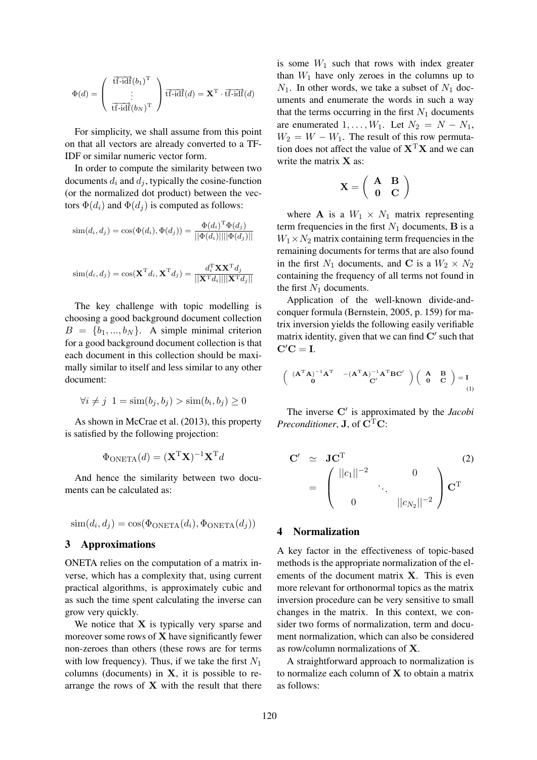$$\Phi(d) = \begin{pmatrix} \overrightarrow{\text{tf-idf}}(b_1)^{\text{T}} \\ \vdots \\ \overrightarrow{\text{tf-idf}}(b_N)^{\text{T}} \end{pmatrix} \overrightarrow{\text{tf-idf}}(d) = \mathbf{X}^{\text{T}} \cdot \overrightarrow{\text{tf-idf}}(d)$$

For simplicity, we shall assume from this point on that all vectors are already converted to a TF-IDF or similar numeric vector form.

In order to compute the similarity between two documents $d_i$ and $d_j$, typically the cosine-function (or the normalized dot product) between the vectors $\Phi(d_i)$ and $\Phi(d_j)$ is computed as follows:

$$\text{sim}(d_i, d_j) = \cos(\Phi(d_i), \Phi(d_j)) = \frac{\Phi(d_i)^{\text{T}}\Phi(d_j)}{||\Phi(d_i)||||\Phi(d_j)||}$$

$$\text{sim}(d_i, d_j) = \cos(\mathbf{X}^{\text{T}}d_i, \mathbf{X}^{\text{T}}d_j) = \frac{d_i^{\text{T}}\mathbf{X}\mathbf{X}^{\text{T}}d_j}{||\mathbf{X}^{\text{T}}d_i||||\mathbf{X}^{\text{T}}d_j||}$$

The key challenge with topic modelling is choosing a good background document collection $B = \{b_1, ..., b_N\}$. A simple minimal criterion for a good background document collection is that each document in this collection should be maximally similar to itself and less similar to any other document:

$$\forall i \neq j \;\; 1 = \text{sim}(b_j, b_j) > \text{sim}(b_i, b_j) \geq 0$$

As shown in McCrae et al. (2013), this property is satisfied by the following projection:

$$\Phi_{\text{ONETA}}(d) = (\mathbf{X}^{\text{T}}\mathbf{X})^{-1}\mathbf{X}^{\text{T}}d$$

And hence the similarity between two documents can be calculated as:

$$\text{sim}(d_i, d_j) = \cos(\Phi_{\text{ONETA}}(d_i), \Phi_{\text{ONETA}}(d_j))$$

## 3 Approximations

ONETA relies on the computation of a matrix inverse, which has a complexity that, using current practical algorithms, is approximately cubic and as such the time spent calculating the inverse can grow very quickly.

We notice that $\mathbf{X}$ is typically very sparse and moreover some rows of $\mathbf{X}$ have significantly fewer non-zeroes than others (these rows are for terms with low frequency). Thus, if we take the first $N_1$ columns (documents) in $\mathbf{X}$, it is possible to rearrange the rows of $\mathbf{X}$ with the result that there is some $W_1$ such that rows with index greater than $W_1$ have only zeroes in the columns up to $N_1$. In other words, we take a subset of $N_1$ documents and enumerate the words in such a way that the terms occurring in the first $N_1$ documents are enumerated $1, \ldots, W_1$. Let $N_2 = N - N_1$, $W_2 = W - W_1$. The result of this row permutation does not affect the value of $\mathbf{X}^{\text{T}}\mathbf{X}$ and we can write the matrix $\mathbf{X}$ as:

$$\mathbf{X} = \begin{pmatrix} \mathbf{A} & \mathbf{B} \\ \mathbf{0} & \mathbf{C} \end{pmatrix}$$

where $\mathbf{A}$ is a $W_1 \times N_1$ matrix representing term frequencies in the first $N_1$ documents, $\mathbf{B}$ is a $W_1 \times N_2$ matrix containing term frequencies in the remaining documents for terms that are also found in the first $N_1$ documents, and $\mathbf{C}$ is a $W_2 \times N_2$ containing the frequency of all terms not found in the first $N_1$ documents.

Application of the well-known divide-and-conquer formula (Bernstein, 2005, p. 159) for matrix inversion yields the following easily verifiable matrix identity, given that we can find $\mathbf{C}'$ such that $\mathbf{C}'\mathbf{C} = \mathbf{I}$.

$$\begin{pmatrix} (\mathbf{A}^{\text{T}}\mathbf{A})^{-1}\mathbf{A}^{\text{T}} & -(\mathbf{A}^{\text{T}}\mathbf{A})^{-1}\mathbf{A}^{\text{T}}\mathbf{B}\mathbf{C}' \\ \mathbf{0} & \mathbf{C}' \end{pmatrix} \begin{pmatrix} \mathbf{A} & \mathbf{B} \\ \mathbf{0} & \mathbf{C} \end{pmatrix} = \mathbf{I} \tag{1}$$

The inverse $\mathbf{C}'$ is approximated by the *Jacobi Preconditioner*, $\mathbf{J}$, of $\mathbf{C}^{\text{T}}\mathbf{C}$:

$$\begin{aligned} \mathbf{C}' &\simeq \mathbf{J}\mathbf{C}^{\text{T}} \\ &= \begin{pmatrix} ||c_1||^{-2} & & 0 \\ & \ddots & \\ 0 & & ||c_{N_2}||^{-2} \end{pmatrix} \mathbf{C}^{\text{T}} \end{aligned} \tag{2}$$

## 4 Normalization

A key factor in the effectiveness of topic-based methods is the appropriate normalization of the elements of the document matrix $\mathbf{X}$. This is even more relevant for orthonormal topics as the matrix inversion procedure can be very sensitive to small changes in the matrix. In this context, we consider two forms of normalization, term and document normalization, which can also be considered as row/column normalizations of $\mathbf{X}$.

A straightforward approach to normalization is to normalize each column of $\mathbf{X}$ to obtain a matrix as follows: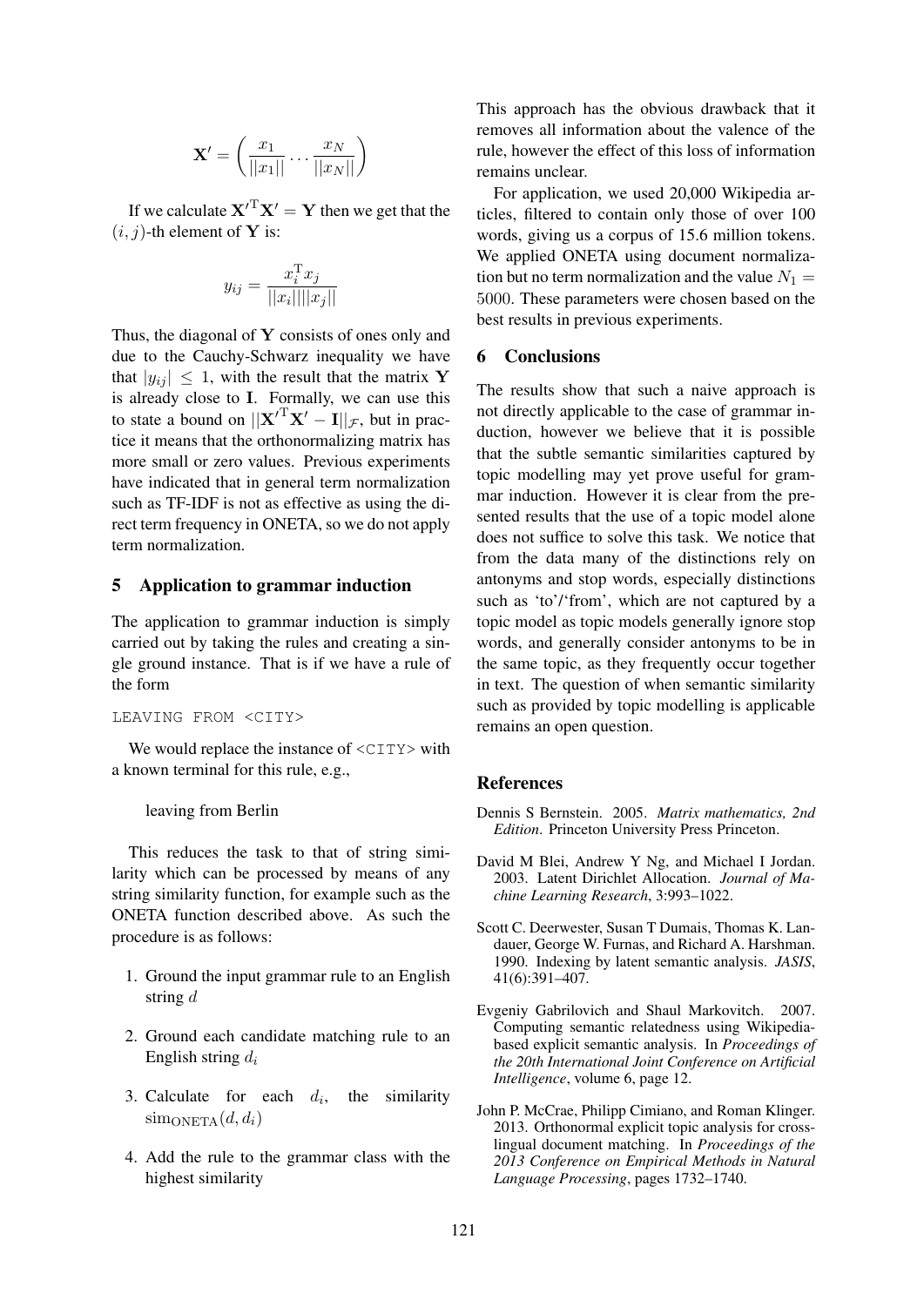$$\mathbf{X}' = \left( \frac{x_1}{||x_1||} \cdots \frac{x_N}{||x_N||} \right)$$

If we calculate $\mathbf{X'}^{\mathrm{T}}\mathbf{X}' = \mathbf{Y}$ then we get that the $(i,j)$-th element of $\mathbf{Y}$ is:

$$y_{ij} = \frac{x_i^{\mathrm{T}} x_j}{||x_i||||x_j||}$$

Thus, the diagonal of $\mathbf{Y}$ consists of ones only and due to the Cauchy-Schwarz inequality we have that $|y_{ij}| \leq 1$, with the result that the matrix $\mathbf{Y}$ is already close to $\mathbf{I}$. Formally, we can use this to state a bound on $||\mathbf{X'}^{\mathrm{T}}\mathbf{X}' - \mathbf{I}||_{\mathcal{F}}$, but in practice it means that the orthonormalizing matrix has more small or zero values. Previous experiments have indicated that in general term normalization such as TF-IDF is not as effective as using the direct term frequency in ONETA, so we do not apply term normalization.

## 5 Application to grammar induction

The application to grammar induction is simply carried out by taking the rules and creating a single ground instance. That is if we have a rule of the form

```
LEAVING FROM <CITY>
```

We would replace the instance of `<CITY>` with a known terminal for this rule, e.g.,

leaving from Berlin

This reduces the task to that of string similarity which can be processed by means of any string similarity function, for example such as the ONETA function described above. As such the procedure is as follows:

1. Ground the input grammar rule to an English string $d$
2. Ground each candidate matching rule to an English string $d_i$
3. Calculate for each $d_i$, the similarity $\mathrm{sim}_{\mathrm{ONETA}}(d, d_i)$
4. Add the rule to the grammar class with the highest similarity

This approach has the obvious drawback that it removes all information about the valence of the rule, however the effect of this loss of information remains unclear.

For application, we used 20,000 Wikipedia articles, filtered to contain only those of over 100 words, giving us a corpus of 15.6 million tokens. We applied ONETA using document normalization but no term normalization and the value $N_1 = 5000$. These parameters were chosen based on the best results in previous experiments.

## 6 Conclusions

The results show that such a naive approach is not directly applicable to the case of grammar induction, however we believe that it is possible that the subtle semantic similarities captured by topic modelling may yet prove useful for grammar induction. However it is clear from the presented results that the use of a topic model alone does not suffice to solve this task. We notice that from the data many of the distinctions rely on antonyms and stop words, especially distinctions such as 'to'/'from', which are not captured by a topic model as topic models generally ignore stop words, and generally consider antonyms to be in the same topic, as they frequently occur together in text. The question of when semantic similarity such as provided by topic modelling is applicable remains an open question.

## References

Dennis S Bernstein. 2005. *Matrix mathematics, 2nd Edition*. Princeton University Press Princeton.

David M Blei, Andrew Y Ng, and Michael I Jordan. 2003. Latent Dirichlet Allocation. *Journal of Machine Learning Research*, 3:993–1022.

Scott C. Deerwester, Susan T Dumais, Thomas K. Landauer, George W. Furnas, and Richard A. Harshman. 1990. Indexing by latent semantic analysis. *JASIS*, 41(6):391–407.

Evgeniy Gabrilovich and Shaul Markovitch. 2007. Computing semantic relatedness using Wikipedia-based explicit semantic analysis. In *Proceedings of the 20th International Joint Conference on Artificial Intelligence*, volume 6, page 12.

John P. McCrae, Philipp Cimiano, and Roman Klinger. 2013. Orthonormal explicit topic analysis for cross-lingual document matching. In *Proceedings of the 2013 Conference on Empirical Methods in Natural Language Processing*, pages 1732–1740.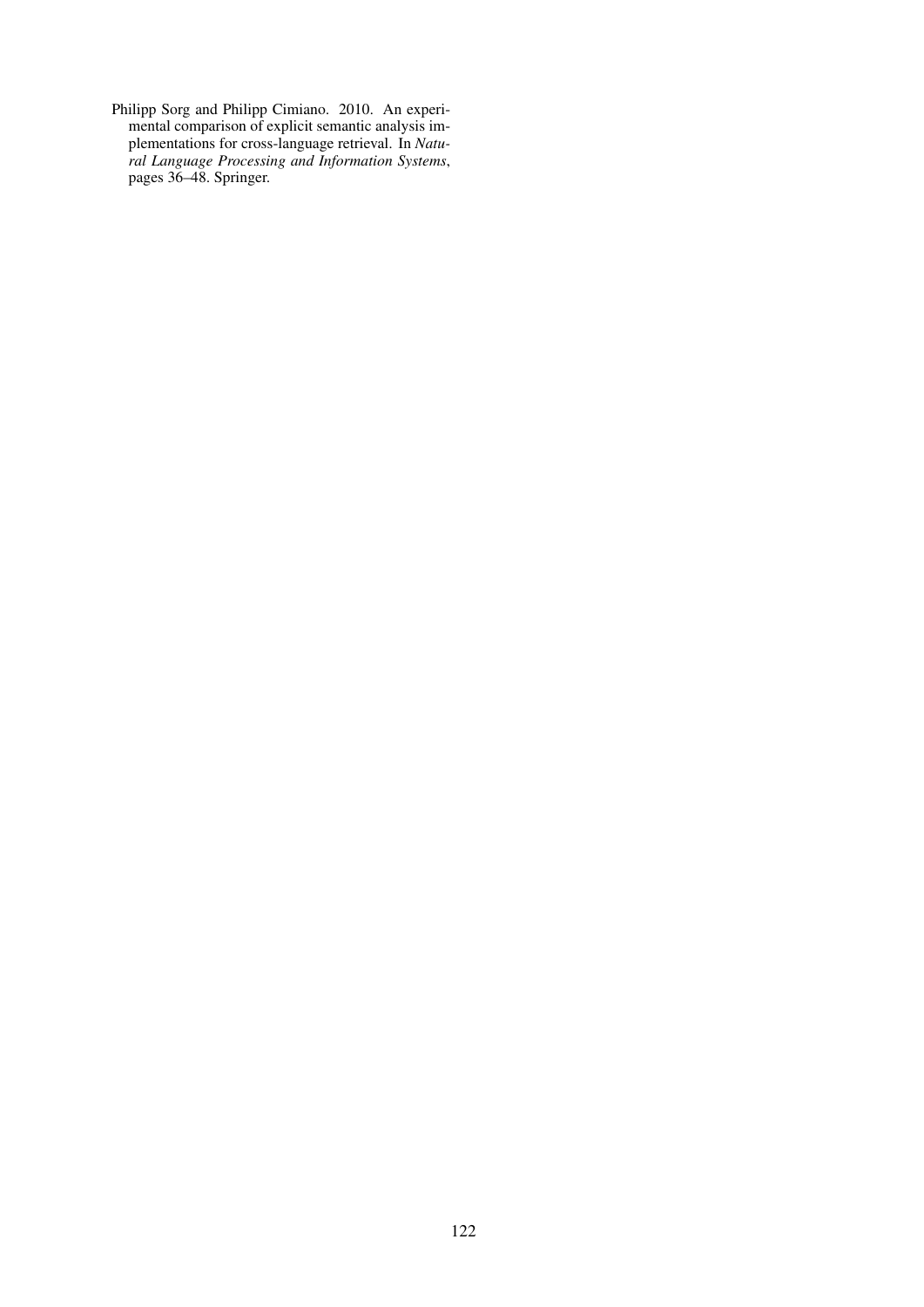Philipp Sorg and Philipp Cimiano. 2010. An experimental comparison of explicit semantic analysis implementations for cross-language retrieval. In *Natural Language Processing and Information Systems*, pages 36–48. Springer.